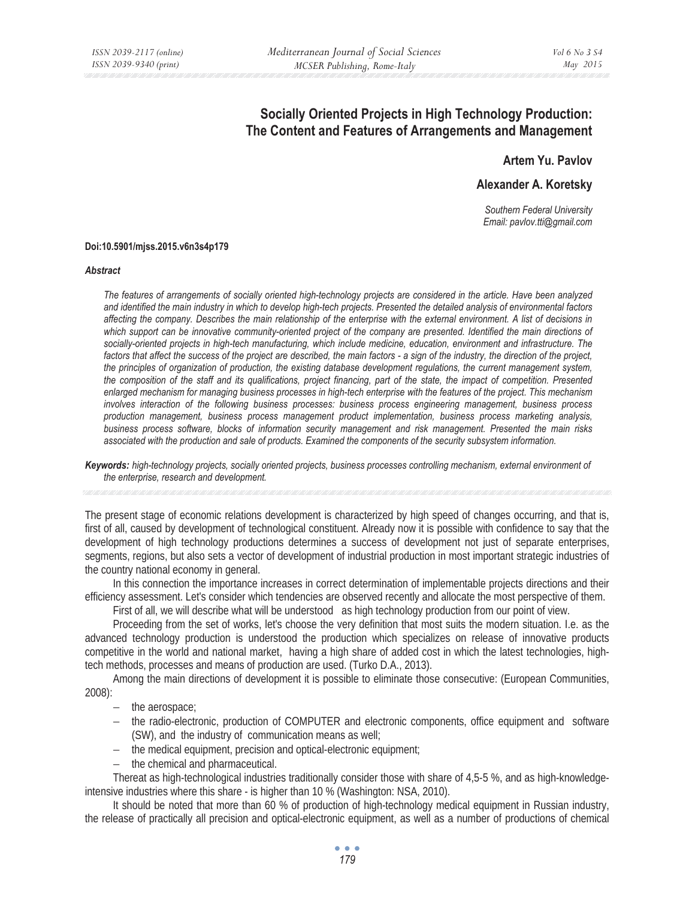# Socially Oriented Projects in High Technology Production: The Content and Features of Arrangements and Management

**Artem Yu. Pavlov**

**Alexander A. Koretsky**

*Southern Federal University*
*Email: pavlov.tti@gmail.com*

**Doi:10.5901/mjss.2015.v6n3s4p179**

***Abstract***

*The features of arrangements of socially oriented high-technology projects are considered in the article. Have been analyzed and identified the main industry in which to develop high-tech projects. Presented the detailed analysis of environmental factors affecting the company. Describes the main relationship of the enterprise with the external environment. A list of decisions in which support can be innovative community-oriented project of the company are presented. Identified the main directions of socially-oriented projects in high-tech manufacturing, which include medicine, education, environment and infrastructure. The factors that affect the success of the project are described, the main factors - a sign of the industry, the direction of the project, the principles of organization of production, the existing database development regulations, the current management system, the composition of the staff and its qualifications, project financing, part of the state, the impact of competition. Presented enlarged mechanism for managing business processes in high-tech enterprise with the features of the project. This mechanism involves interaction of the following business processes: business process engineering management, business process production management, business process management product implementation, business process marketing analysis, business process software, blocks of information security management and risk management. Presented the main risks associated with the production and sale of products. Examined the components of the security subsystem information.*

***Keywords:*** *high-technology projects, socially oriented projects, business processes controlling mechanism, external environment of the enterprise, research and development.*

The present stage of economic relations development is characterized by high speed of changes occurring, and that is, first of all, caused by development of technological constituent. Already now it is possible with confidence to say that the development of high technology productions determines a success of development not just of separate enterprises, segments, regions, but also sets a vector of development of industrial production in most important strategic industries of the country national economy in general.

In this connection the importance increases in correct determination of implementable projects directions and their efficiency assessment. Let's consider which tendencies are observed recently and allocate the most perspective of them.

First of all, we will describe what will be understood as high technology production from our point of view.

Proceeding from the set of works, let's choose the very definition that most suits the modern situation. I.e. as the advanced technology production is understood the production which specializes on release of innovative products competitive in the world and national market, having a high share of added cost in which the latest technologies, high-tech methods, processes and means of production are used. (Turko D.A., 2013).

Among the main directions of development it is possible to eliminate those consecutive: (European Communities, 2008):

- the aerospace;
- the radio-electronic, production of COMPUTER and electronic components, office equipment and software (SW), and the industry of communication means as well;
- the medical equipment, precision and optical-electronic equipment;
- the chemical and pharmaceutical.

Thereat as high-technological industries traditionally consider those with share of 4,5-5 %, and as high-knowledge-intensive industries where this share - is higher than 10 % (Washington: NSA, 2010).

It should be noted that more than 60 % of production of high-technology medical equipment in Russian industry, the release of practically all precision and optical-electronic equipment, as well as a number of productions of chemical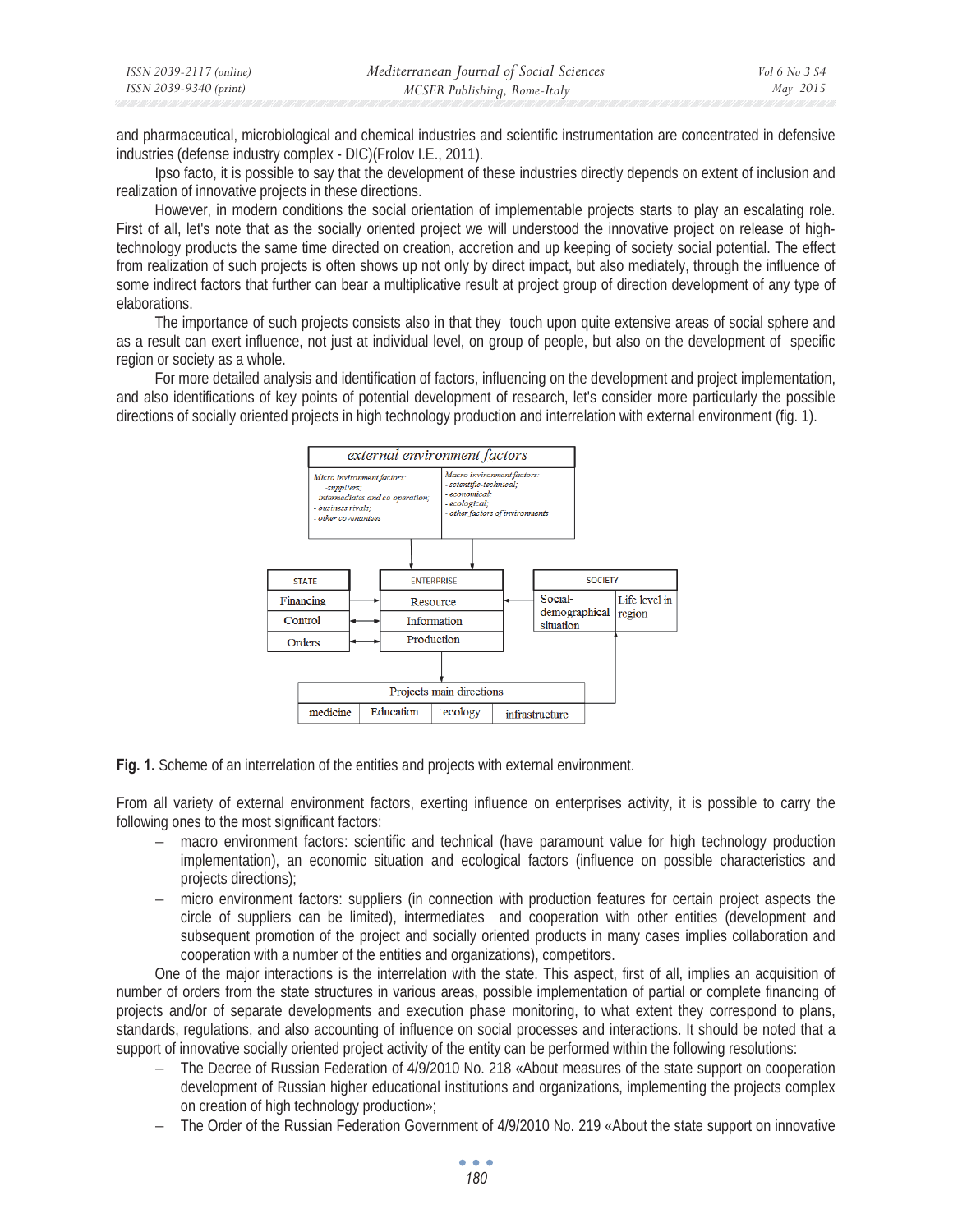and pharmaceutical, microbiological and chemical industries and scientific instrumentation are concentrated in defensive industries (defense industry complex - DIC)(Frolov I.E., 2011).

Ipso facto, it is possible to say that the development of these industries directly depends on extent of inclusion and realization of innovative projects in these directions.

However, in modern conditions the social orientation of implementable projects starts to play an escalating role. First of all, let's note that as the socially oriented project we will understood the innovative project on release of high-technology products the same time directed on creation, accretion and up keeping of society social potential. The effect from realization of such projects is often shows up not only by direct impact, but also mediately, through the influence of some indirect factors that further can bear a multiplicative result at project group of direction development of any type of elaborations.

The importance of such projects consists also in that they touch upon quite extensive areas of social sphere and as a result can exert influence, not just at individual level, on group of people, but also on the development of specific region or society as a whole.

For more detailed analysis and identification of factors, influencing on the development and project implementation, and also identifications of key points of potential development of research, let's consider more particularly the possible directions of socially oriented projects in high technology production and interrelation with external environment (fig. 1).

external environment factors

Micro environment factors:
-suppliers;
- intermediates and co-operation;
- business rivals;
- other covenantees

Macro environment factors:
- scientific-technical;
- economical;
- ecological;
- other factors of environments

STATE
Financing
Control
Orders

ENTERPRISE
Resource
Information
Production

SOCIETY
Social-demographical situation
Life level in region

Projects main directions
medicine
Education
ecology
infrastructure

**Fig. 1.** Scheme of an interrelation of the entities and projects with external environment.

From all variety of external environment factors, exerting influence on enterprises activity, it is possible to carry the following ones to the most significant factors:

- macro environment factors: scientific and technical (have paramount value for high technology production implementation), an economic situation and ecological factors (influence on possible characteristics and projects directions);
- micro environment factors: suppliers (in connection with production features for certain project aspects the circle of suppliers can be limited), intermediates and cooperation with other entities (development and subsequent promotion of the project and socially oriented products in many cases implies collaboration and cooperation with a number of the entities and organizations), competitors.

One of the major interactions is the interrelation with the state. This aspect, first of all, implies an acquisition of number of orders from the state structures in various areas, possible implementation of partial or complete financing of projects and/or of separate developments and execution phase monitoring, to what extent they correspond to plans, standards, regulations, and also accounting of influence on social processes and interactions. It should be noted that a support of innovative socially oriented project activity of the entity can be performed within the following resolutions:

- The Decree of Russian Federation of 4/9/2010 No. 218 «About measures of the state support on cooperation development of Russian higher educational institutions and organizations, implementing the projects complex on creation of high technology production»;
- The Order of the Russian Federation Government of 4/9/2010 No. 219 «About the state support on innovative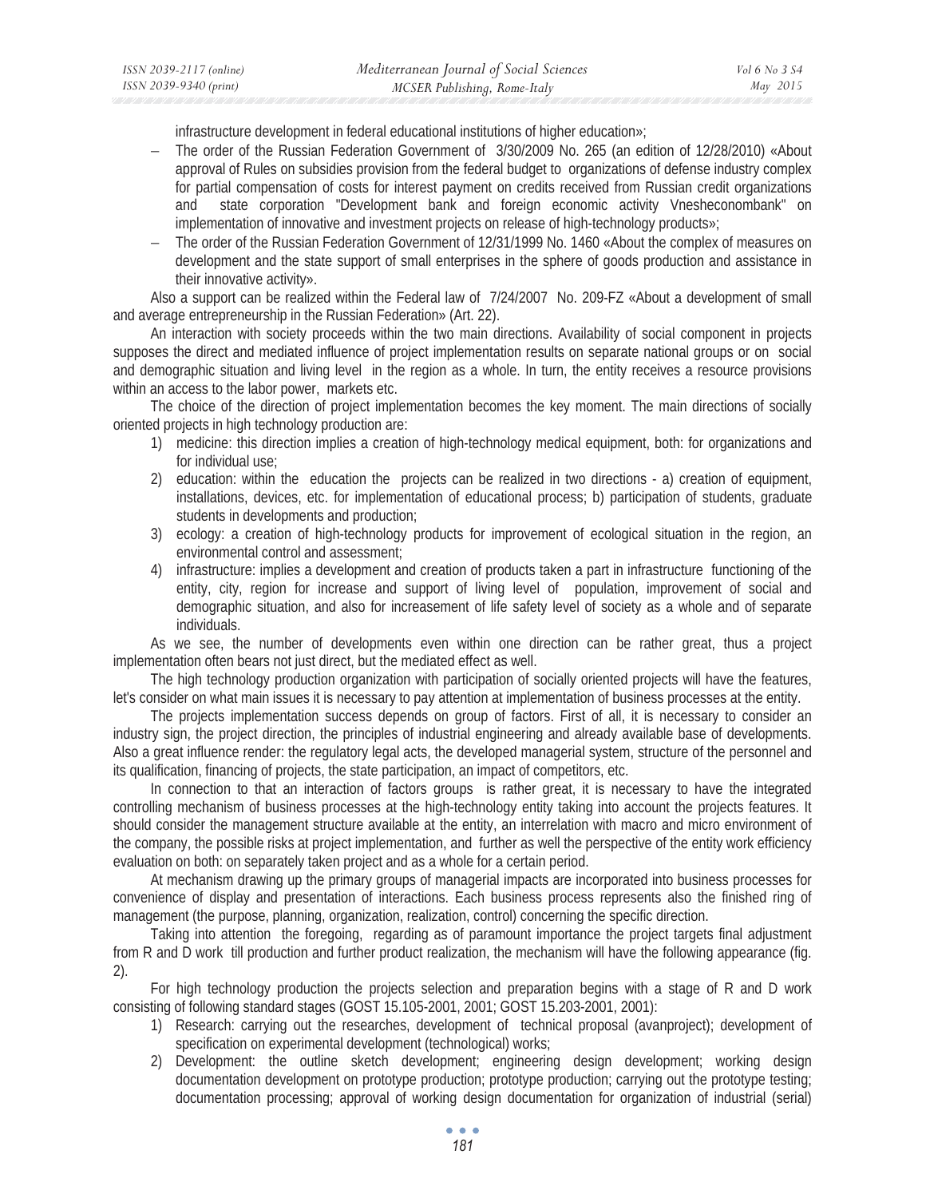infrastructure development in federal educational institutions of higher education»;

- The order of the Russian Federation Government of 3/30/2009 No. 265 (an edition of 12/28/2010) «About approval of Rules on subsidies provision from the federal budget to organizations of defense industry complex for partial compensation of costs for interest payment on credits received from Russian credit organizations and state corporation "Development bank and foreign economic activity Vnesheconombank" on implementation of innovative and investment projects on release of high-technology products»;
- The order of the Russian Federation Government of 12/31/1999 No. 1460 «About the complex of measures on development and the state support of small enterprises in the sphere of goods production and assistance in their innovative activity».

Also a support can be realized within the Federal law of 7/24/2007 No. 209-FZ «About a development of small and average entrepreneurship in the Russian Federation» (Art. 22).

An interaction with society proceeds within the two main directions. Availability of social component in projects supposes the direct and mediated influence of project implementation results on separate national groups or on social and demographic situation and living level in the region as a whole. In turn, the entity receives a resource provisions within an access to the labor power, markets etc.

The choice of the direction of project implementation becomes the key moment. The main directions of socially oriented projects in high technology production are:

1) medicine: this direction implies a creation of high-technology medical equipment, both: for organizations and for individual use;
2) education: within the education the projects can be realized in two directions - a) creation of equipment, installations, devices, etc. for implementation of educational process; b) participation of students, graduate students in developments and production;
3) ecology: a creation of high-technology products for improvement of ecological situation in the region, an environmental control and assessment;
4) infrastructure: implies a development and creation of products taken a part in infrastructure functioning of the entity, city, region for increase and support of living level of population, improvement of social and demographic situation, and also for increasement of life safety level of society as a whole and of separate individuals.

As we see, the number of developments even within one direction can be rather great, thus a project implementation often bears not just direct, but the mediated effect as well.

The high technology production organization with participation of socially oriented projects will have the features, let's consider on what main issues it is necessary to pay attention at implementation of business processes at the entity.

The projects implementation success depends on group of factors. First of all, it is necessary to consider an industry sign, the project direction, the principles of industrial engineering and already available base of developments. Also a great influence render: the regulatory legal acts, the developed managerial system, structure of the personnel and its qualification, financing of projects, the state participation, an impact of competitors, etc.

In connection to that an interaction of factors groups is rather great, it is necessary to have the integrated controlling mechanism of business processes at the high-technology entity taking into account the projects features. It should consider the management structure available at the entity, an interrelation with macro and micro environment of the company, the possible risks at project implementation, and further as well the perspective of the entity work efficiency evaluation on both: on separately taken project and as a whole for a certain period.

At mechanism drawing up the primary groups of managerial impacts are incorporated into business processes for convenience of display and presentation of interactions. Each business process represents also the finished ring of management (the purpose, planning, organization, realization, control) concerning the specific direction.

Taking into attention the foregoing, regarding as of paramount importance the project targets final adjustment from R and D work till production and further product realization, the mechanism will have the following appearance (fig. 2).

For high technology production the projects selection and preparation begins with a stage of R and D work consisting of following standard stages (GOST 15.105-2001, 2001; GOST 15.203-2001, 2001):

1) Research: carrying out the researches, development of technical proposal (avanproject); development of specification on experimental development (technological) works;
2) Development: the outline sketch development; engineering design development; working design documentation development on prototype production; prototype production; carrying out the prototype testing; documentation processing; approval of working design documentation for organization of industrial (serial)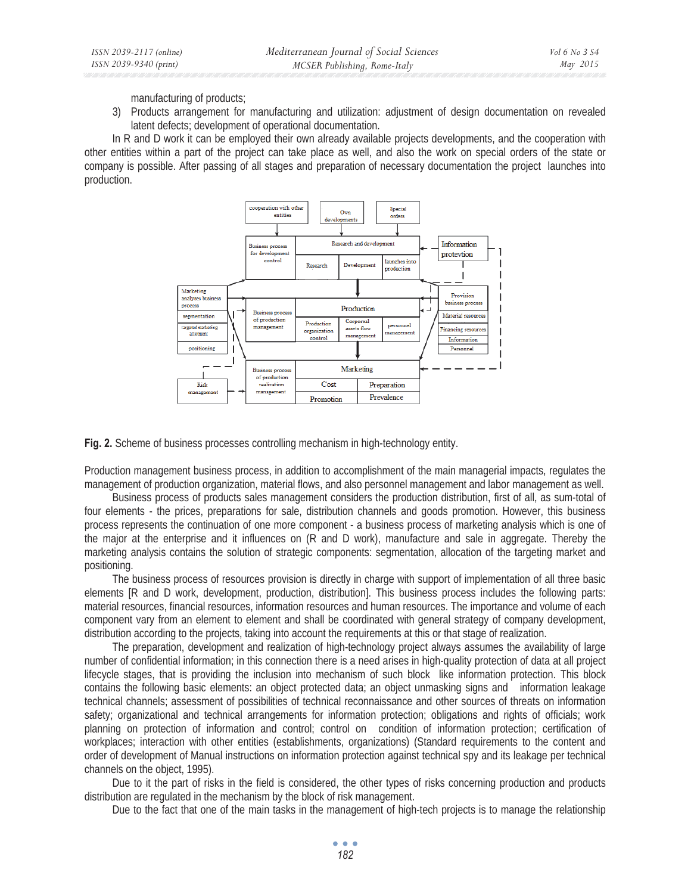manufacturing of products;

3) Products arrangement for manufacturing and utilization: adjustment of design documentation on revealed latent defects; development of operational documentation.

In R and D work it can be employed their own already available projects developments, and the cooperation with other entities within a part of the project can take place as well, and also the work on special orders of the state or company is possible. After passing of all stages and preparation of necessary documentation the project launches into production.

cooperation with other entities
Own developments
Special orders
Business process for development control
Research and development
Research
Development
launches into production
Information protevtion
Marketing analyses business process
segmentation
targeted marketing allotment
positioning
Business process of production management
Production
Production organization control
Corporeal assets flow management
personnel management
Provision business process
Material resources
Financing resources
Information
Personnel
Risk management
Business process of production realization management
Marketing
Cost
Preparation
Promotion
Prevalence

**Fig. 2.** Scheme of business processes controlling mechanism in high-technology entity.

Production management business process, in addition to accomplishment of the main managerial impacts, regulates the management of production organization, material flows, and also personnel management and labor management as well.

Business process of products sales management considers the production distribution, first of all, as sum-total of four elements - the prices, preparations for sale, distribution channels and goods promotion. However, this business process represents the continuation of one more component - a business process of marketing analysis which is one of the major at the enterprise and it influences on (R and D work), manufacture and sale in aggregate. Thereby the marketing analysis contains the solution of strategic components: segmentation, allocation of the targeting market and positioning.

The business process of resources provision is directly in charge with support of implementation of all three basic elements [R and D work, development, production, distribution]. This business process includes the following parts: material resources, financial resources, information resources and human resources. The importance and volume of each component vary from an element to element and shall be coordinated with general strategy of company development, distribution according to the projects, taking into account the requirements at this or that stage of realization.

The preparation, development and realization of high-technology project always assumes the availability of large number of confidential information; in this connection there is a need arises in high-quality protection of data at all project lifecycle stages, that is providing the inclusion into mechanism of such block like information protection. This block contains the following basic elements: an object protected data; an object unmasking signs and information leakage technical channels; assessment of possibilities of technical reconnaissance and other sources of threats on information safety; organizational and technical arrangements for information protection; obligations and rights of officials; work planning on protection of information and control; control on condition of information protection; certification of workplaces; interaction with other entities (establishments, organizations) (Standard requirements to the content and order of development of Manual instructions on information protection against technical spy and its leakage per technical channels on the object, 1995).

Due to it the part of risks in the field is considered, the other types of risks concerning production and products distribution are regulated in the mechanism by the block of risk management.

Due to the fact that one of the main tasks in the management of high-tech projects is to manage the relationship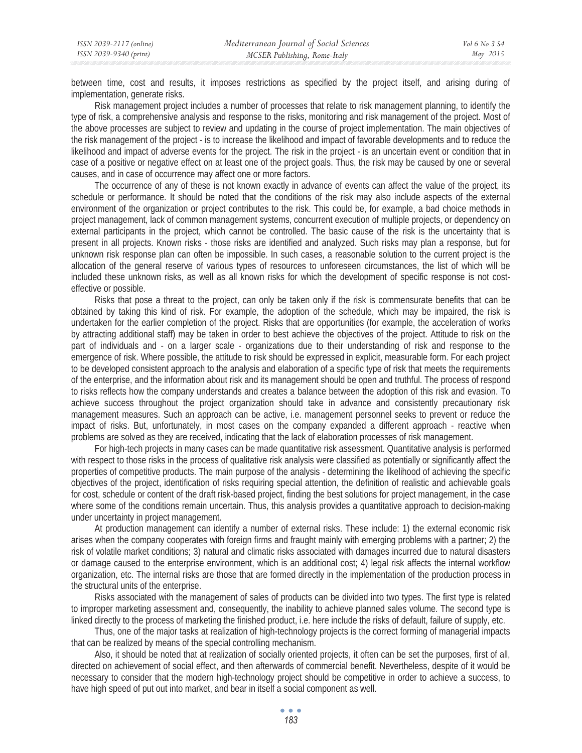between time, cost and results, it imposes restrictions as specified by the project itself, and arising during of implementation, generate risks.

Risk management project includes a number of processes that relate to risk management planning, to identify the type of risk, a comprehensive analysis and response to the risks, monitoring and risk management of the project. Most of the above processes are subject to review and updating in the course of project implementation. The main objectives of the risk management of the project - is to increase the likelihood and impact of favorable developments and to reduce the likelihood and impact of adverse events for the project. The risk in the project - is an uncertain event or condition that in case of a positive or negative effect on at least one of the project goals. Thus, the risk may be caused by one or several causes, and in case of occurrence may affect one or more factors.

The occurrence of any of these is not known exactly in advance of events can affect the value of the project, its schedule or performance. It should be noted that the conditions of the risk may also include aspects of the external environment of the organization or project contributes to the risk. This could be, for example, a bad choice methods in project management, lack of common management systems, concurrent execution of multiple projects, or dependency on external participants in the project, which cannot be controlled. The basic cause of the risk is the uncertainty that is present in all projects. Known risks - those risks are identified and analyzed. Such risks may plan a response, but for unknown risk response plan can often be impossible. In such cases, a reasonable solution to the current project is the allocation of the general reserve of various types of resources to unforeseen circumstances, the list of which will be included these unknown risks, as well as all known risks for which the development of specific response is not cost-effective or possible.

Risks that pose a threat to the project, can only be taken only if the risk is commensurate benefits that can be obtained by taking this kind of risk. For example, the adoption of the schedule, which may be impaired, the risk is undertaken for the earlier completion of the project. Risks that are opportunities (for example, the acceleration of works by attracting additional staff) may be taken in order to best achieve the objectives of the project. Attitude to risk on the part of individuals and - on a larger scale - organizations due to their understanding of risk and response to the emergence of risk. Where possible, the attitude to risk should be expressed in explicit, measurable form. For each project to be developed consistent approach to the analysis and elaboration of a specific type of risk that meets the requirements of the enterprise, and the information about risk and its management should be open and truthful. The process of respond to risks reflects how the company understands and creates a balance between the adoption of this risk and evasion. To achieve success throughout the project organization should take in advance and consistently precautionary risk management measures. Such an approach can be active, i.e. management personnel seeks to prevent or reduce the impact of risks. But, unfortunately, in most cases on the company expanded a different approach - reactive when problems are solved as they are received, indicating that the lack of elaboration processes of risk management.

For high-tech projects in many cases can be made quantitative risk assessment. Quantitative analysis is performed with respect to those risks in the process of qualitative risk analysis were classified as potentially or significantly affect the properties of competitive products. The main purpose of the analysis - determining the likelihood of achieving the specific objectives of the project, identification of risks requiring special attention, the definition of realistic and achievable goals for cost, schedule or content of the draft risk-based project, finding the best solutions for project management, in the case where some of the conditions remain uncertain. Thus, this analysis provides a quantitative approach to decision-making under uncertainty in project management.

At production management can identify a number of external risks. These include: 1) the external economic risk arises when the company cooperates with foreign firms and fraught mainly with emerging problems with a partner; 2) the risk of volatile market conditions; 3) natural and climatic risks associated with damages incurred due to natural disasters or damage caused to the enterprise environment, which is an additional cost; 4) legal risk affects the internal workflow organization, etc. The internal risks are those that are formed directly in the implementation of the production process in the structural units of the enterprise.

Risks associated with the management of sales of products can be divided into two types. The first type is related to improper marketing assessment and, consequently, the inability to achieve planned sales volume. The second type is linked directly to the process of marketing the finished product, i.e. here include the risks of default, failure of supply, etc.

Thus, one of the major tasks at realization of high-technology projects is the correct forming of managerial impacts that can be realized by means of the special controlling mechanism.

Also, it should be noted that at realization of socially oriented projects, it often can be set the purposes, first of all, directed on achievement of social effect, and then afterwards of commercial benefit. Nevertheless, despite of it would be necessary to consider that the modern high-technology project should be competitive in order to achieve a success, to have high speed of put out into market, and bear in itself a social component as well.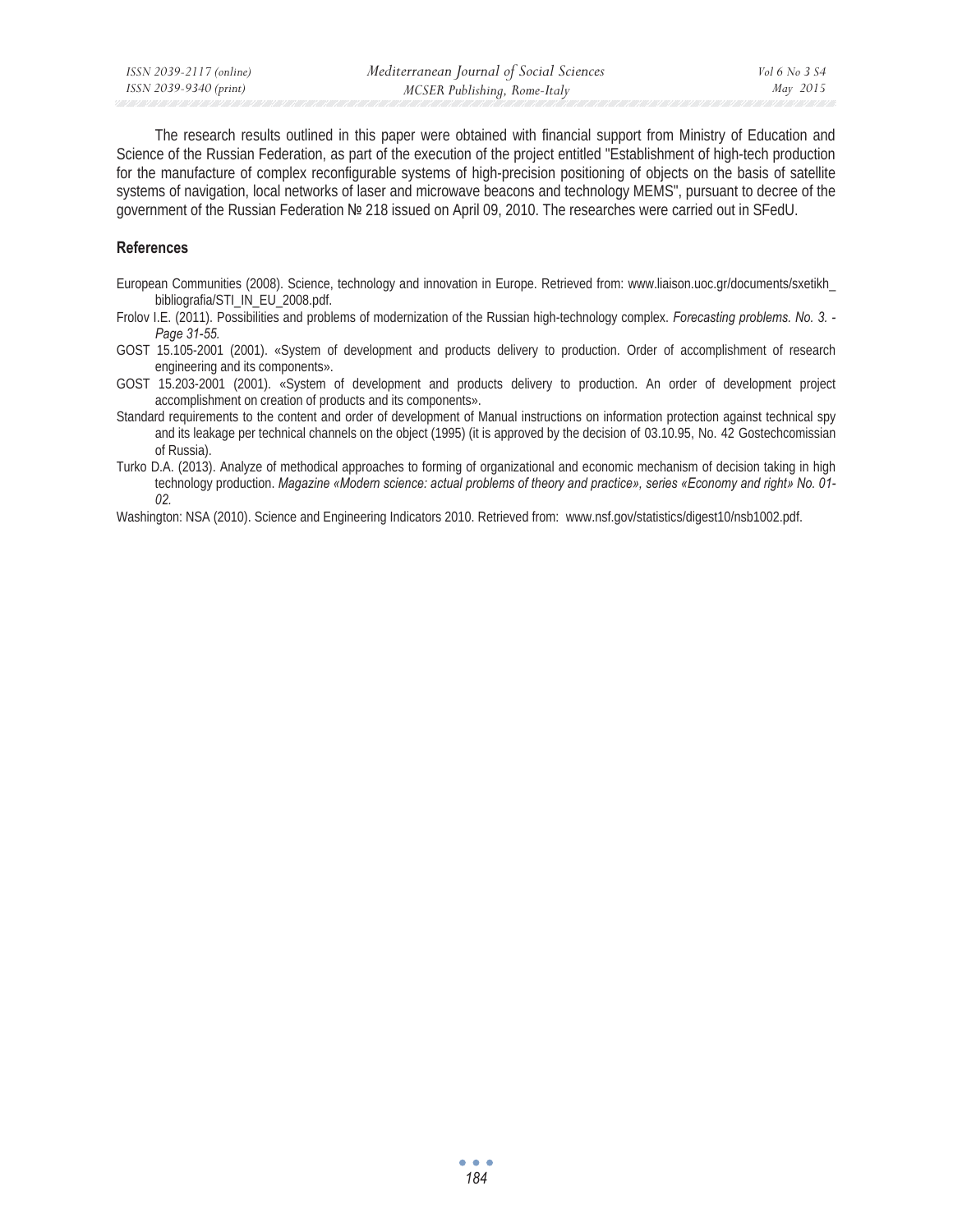The research results outlined in this paper were obtained with financial support from Ministry of Education and Science of the Russian Federation, as part of the execution of the project entitled "Establishment of high-tech production for the manufacture of complex reconfigurable systems of high-precision positioning of objects on the basis of satellite systems of navigation, local networks of laser and microwave beacons and technology MEMS", pursuant to decree of the government of the Russian Federation № 218 issued on April 09, 2010. The researches were carried out in SFedU.

## References

European Communities (2008). Science, technology and innovation in Europe. Retrieved from: www.liaison.uoc.gr/documents/sxetikh_bibliografia/STI_IN_EU_2008.pdf.

Frolov I.E. (2011). Possibilities and problems of modernization of the Russian high-technology complex. *Forecasting problems. No. 3. - Page 31-55.*

GOST 15.105-2001 (2001). «System of development and products delivery to production. Order of accomplishment of research engineering and its components».

GOST 15.203-2001 (2001). «System of development and products delivery to production. An order of development project accomplishment on creation of products and its components».

Standard requirements to the content and order of development of Manual instructions on information protection against technical spy and its leakage per technical channels on the object (1995) (it is approved by the decision of 03.10.95, No. 42 Gostechcomissian of Russia).

Turko D.A. (2013). Analyze of methodical approaches to forming of organizational and economic mechanism of decision taking in high technology production. *Magazine «Modern science: actual problems of theory and practice», series «Economy and right» No. 01-02.*

Washington: NSA (2010). Science and Engineering Indicators 2010. Retrieved from: www.nsf.gov/statistics/digest10/nsb1002.pdf.